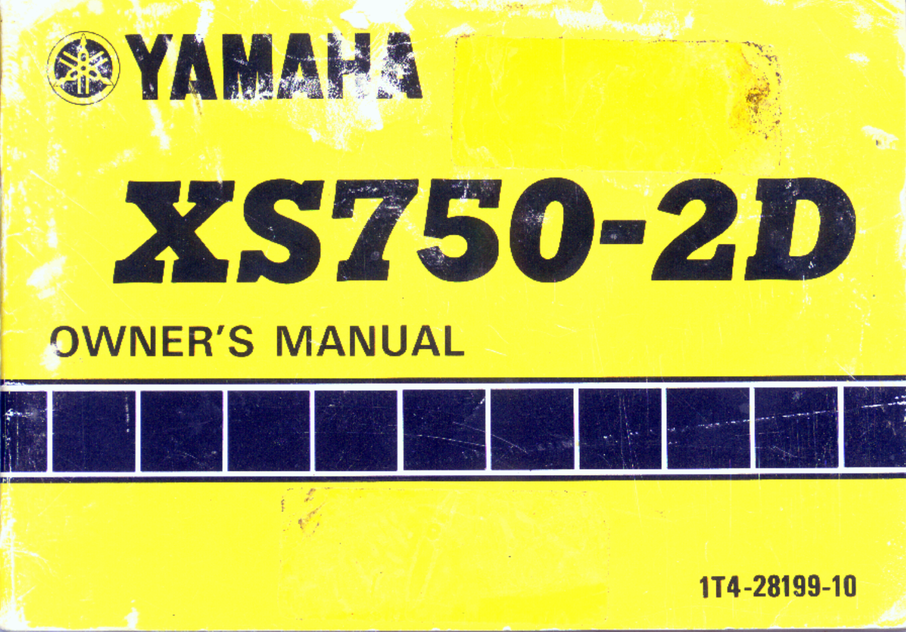# YAMAHA

# XS750-2D

## OWNER'S MANUAL

1T4-28199-10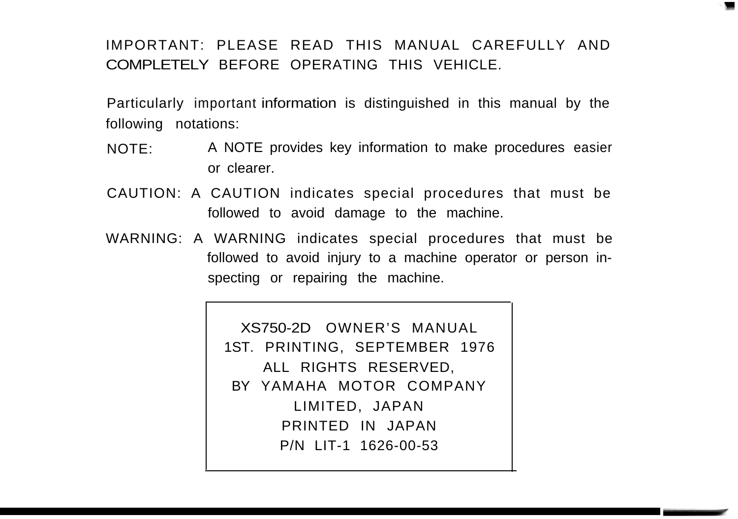IMPORTANT: PLEASE READ THIS MANUAL CAREFULLY AND COMPLETELY BEFORE OPERATING THIS VEHICLE.

Particularly important information is distinguished in this manual by the following notations:

NOTE: A NOTE provides key information to make procedures easier or clearer.

CAUTION: A CAUTION indicates special procedures that must be followed to avoid damage to the machine.

WARNING: A WARNING indicates special procedures that must be followed to avoid injury to a machine operator or person inspecting or repairing the machine.

XS750-2D OWNER'S MANUAL
1ST. PRINTING, SEPTEMBER 1976
ALL RIGHTS RESERVED,
BY YAMAHA MOTOR COMPANY
LIMITED, JAPAN
PRINTED IN JAPAN
P/N LIT-1 1626-00-53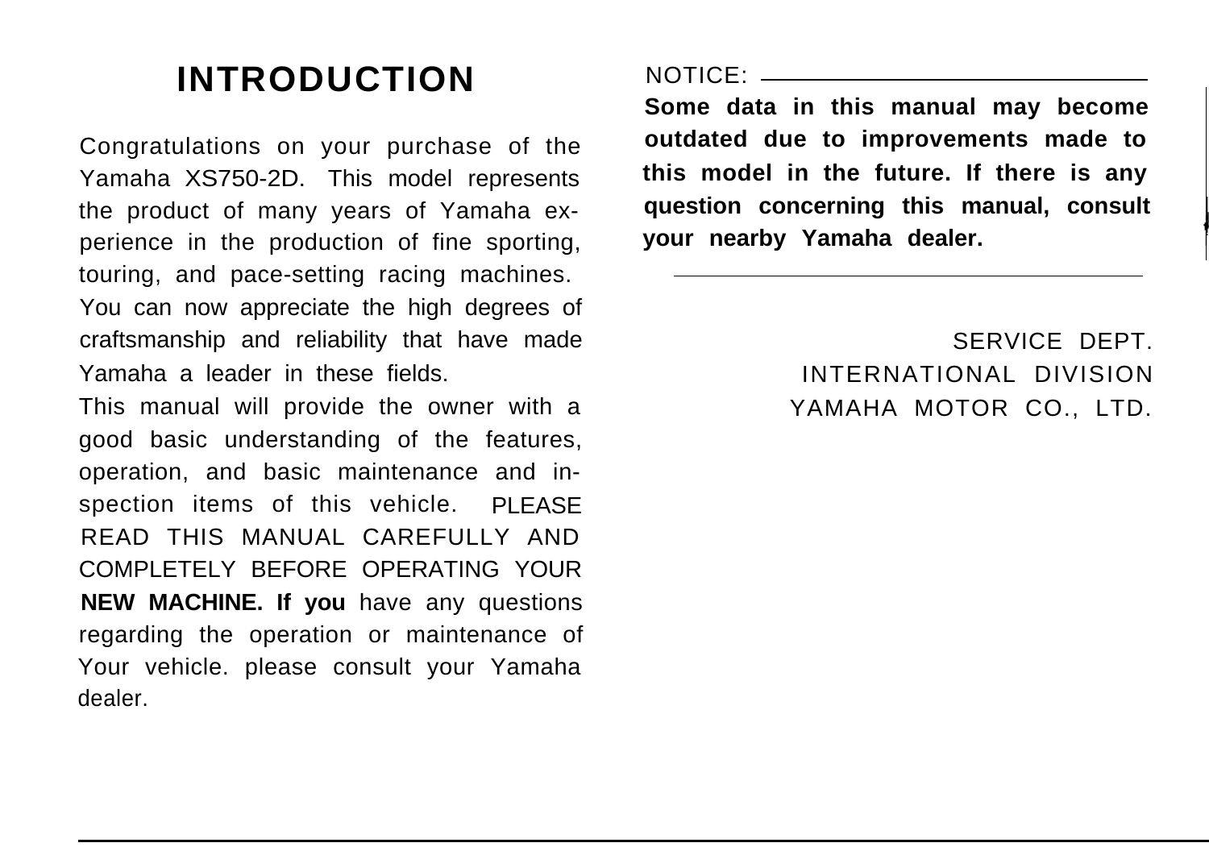# INTRODUCTION

Congratulations on your purchase of the Yamaha XS750-2D. This model represents the product of many years of Yamaha experience in the production of fine sporting, touring, and pace-setting racing machines. You can now appreciate the high degrees of craftsmanship and reliability that have made Yamaha a leader in these fields.

This manual will provide the owner with a good basic understanding of the features, operation, and basic maintenance and inspection items of this vehicle. PLEASE READ THIS MANUAL CAREFULLY AND COMPLETELY BEFORE OPERATING YOUR **NEW MACHINE. If you** have any questions regarding the operation or maintenance of Your vehicle. please consult your Yamaha dealer.

NOTICE:

**Some data in this manual may become outdated due to improvements made to this model in the future. If there is any question concerning this manual, consult your nearby Yamaha dealer.**

SERVICE DEPT.
INTERNATIONAL DIVISION
YAMAHA MOTOR CO., LTD.